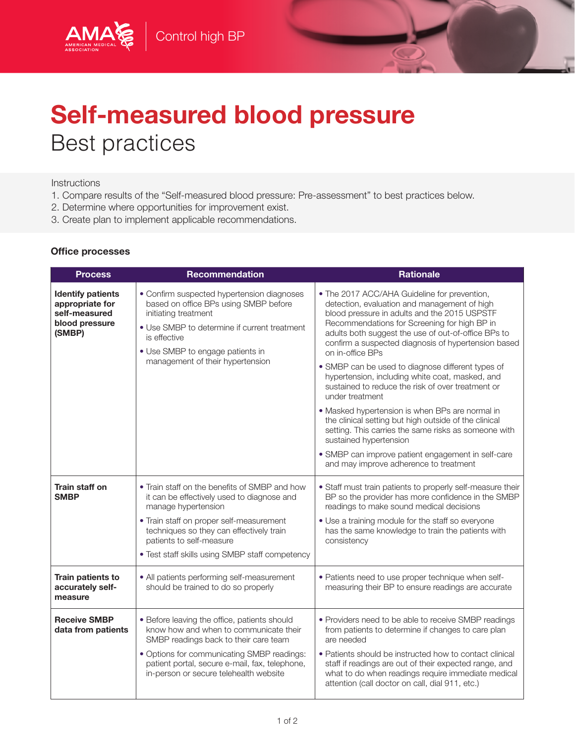AMA American Medical Association | Control high BP

# Self-measured blood pressure
## Best practices

Instructions

1. Compare results of the "Self-measured blood pressure: Pre-assessment" to best practices below.
2. Determine where opportunities for improvement exist.
3. Create plan to implement applicable recommendations.

### Office processes

| Process | Recommendation | Rationale |
|---|---|---|
| **Identify patients appropriate for self-measured blood pressure (SMBP)** | • Confirm suspected hypertension diagnoses based on office BPs using SMBP before initiating treatment<br>• Use SMBP to determine if current treatment is effective<br>• Use SMBP to engage patients in management of their hypertension | • The 2017 ACC/AHA Guideline for prevention, detection, evaluation and management of high blood pressure in adults and the 2015 USPSTF Recommendations for Screening for high BP in adults both suggest the use of out-of-office BPs to confirm a suspected diagnosis of hypertension based on in-office BPs<br>• SMBP can be used to diagnose different types of hypertension, including white coat, masked, and sustained to reduce the risk of over treatment or under treatment<br>• Masked hypertension is when BPs are normal in the clinical setting but high outside of the clinical setting. This carries the same risks as someone with sustained hypertension<br>• SMBP can improve patient engagement in self-care and may improve adherence to treatment |
| **Train staff on SMBP** | • Train staff on the benefits of SMBP and how it can be effectively used to diagnose and manage hypertension<br>• Train staff on proper self-measurement techniques so they can effectively train patients to self-measure<br>• Test staff skills using SMBP staff competency | • Staff must train patients to properly self-measure their BP so the provider has more confidence in the SMBP readings to make sound medical decisions<br>• Use a training module for the staff so everyone has the same knowledge to train the patients with consistency |
| **Train patients to accurately self-measure** | • All patients performing self-measurement should be trained to do so properly | • Patients need to use proper technique when self-measuring their BP to ensure readings are accurate |
| **Receive SMBP data from patients** | • Before leaving the office, patients should know how and when to communicate their SMBP readings back to their care team<br>• Options for communicating SMBP readings: patient portal, secure e-mail, fax, telephone, in-person or secure telehealth website | • Providers need to be able to receive SMBP readings from patients to determine if changes to care plan are needed<br>• Patients should be instructed how to contact clinical staff if readings are out of their expected range, and what to do when readings require immediate medical attention (call doctor on call, dial 911, etc.) |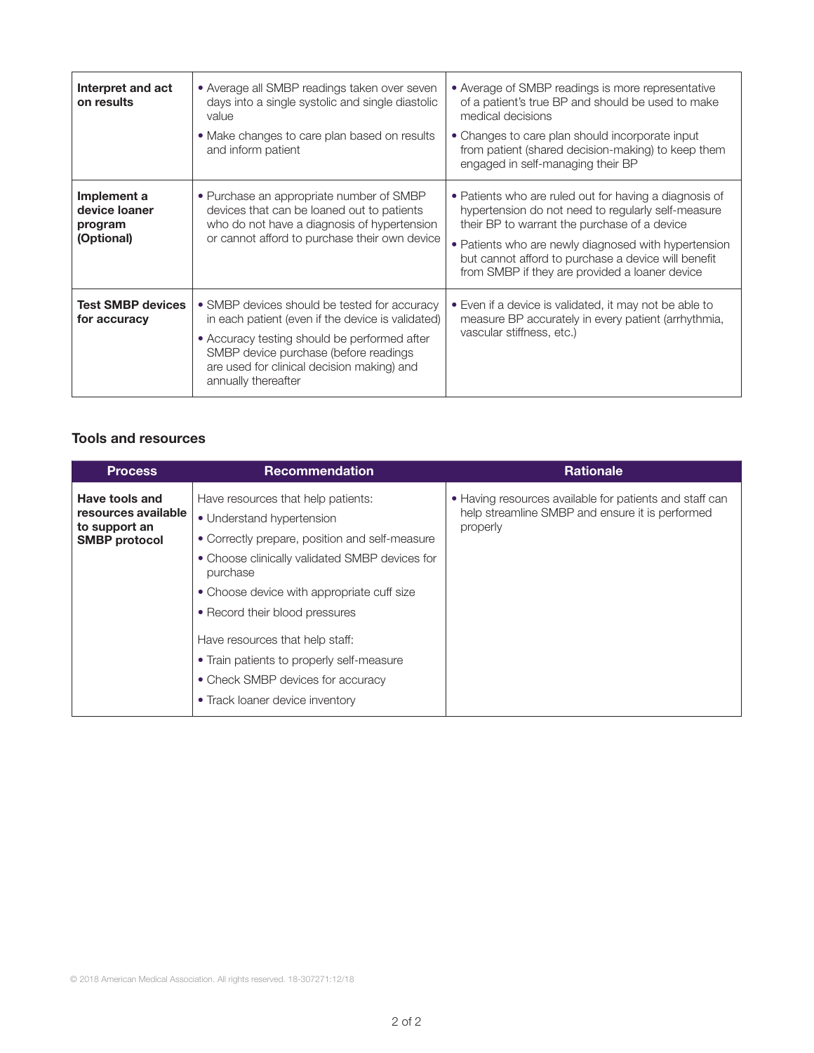| | | |
|---|---|---|
| **Interpret and act on results** | • Average all SMBP readings taken over seven days into a single systolic and single diastolic value<br>• Make changes to care plan based on results and inform patient | • Average of SMBP readings is more representative of a patient's true BP and should be used to make medical decisions<br>• Changes to care plan should incorporate input from patient (shared decision-making) to keep them engaged in self-managing their BP |
| **Implement a device loaner program (Optional)** | • Purchase an appropriate number of SMBP devices that can be loaned out to patients who do not have a diagnosis of hypertension or cannot afford to purchase their own device | • Patients who are ruled out for having a diagnosis of hypertension do not need to regularly self-measure their BP to warrant the purchase of a device<br>• Patients who are newly diagnosed with hypertension but cannot afford to purchase a device will benefit from SMBP if they are provided a loaner device |
| **Test SMBP devices for accuracy** | • SMBP devices should be tested for accuracy in each patient (even if the device is validated)<br>• Accuracy testing should be performed after SMBP device purchase (before readings are used for clinical decision making) and annually thereafter | • Even if a device is validated, it may not be able to measure BP accurately in every patient (arrhythmia, vascular stiffness, etc.) |

## Tools and resources

| Process | Recommendation | Rationale |
|---|---|---|
| **Have tools and resources available to support an SMBP protocol** | Have resources that help patients:<br>• Understand hypertension<br>• Correctly prepare, position and self-measure<br>• Choose clinically validated SMBP devices for purchase<br>• Choose device with appropriate cuff size<br>• Record their blood pressures<br><br>Have resources that help staff:<br>• Train patients to properly self-measure<br>• Check SMBP devices for accuracy<br>• Track loaner device inventory | • Having resources available for patients and staff can help streamline SMBP and ensure it is performed properly |

© 2018 American Medical Association. All rights reserved. 18-307271:12/18